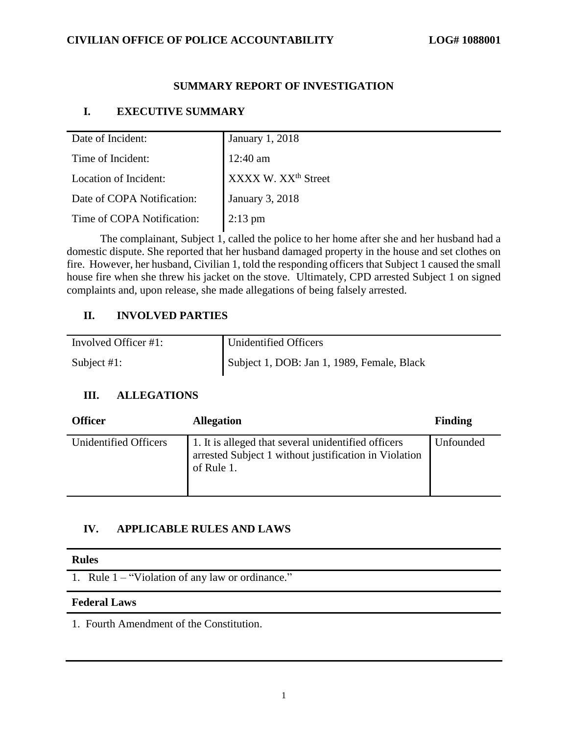**CIVILIAN OFFICE OF POLICE ACCOUNTABILITY** **LOG# 1088001**

# SUMMARY REPORT OF INVESTIGATION

## I. EXECUTIVE SUMMARY

| | |
|---|---|
| Date of Incident: | January 1, 2018 |
| Time of Incident: | 12:40 am |
| Location of Incident: | XXXX W. XX[th] Street |
| Date of COPA Notification: | January 3, 2018 |
| Time of COPA Notification: | 2:13 pm |

The complainant, Subject 1, called the police to her home after she and her husband had a domestic dispute. She reported that her husband damaged property in the house and set clothes on fire. However, her husband, Civilian 1, told the responding officers that Subject 1 caused the small house fire when she threw his jacket on the stove. Ultimately, CPD arrested Subject 1 on signed complaints and, upon release, she made allegations of being falsely arrested.

## II. INVOLVED PARTIES

| | |
|---|---|
| Involved Officer #1: | Unidentified Officers |
| Subject #1: | Subject 1, DOB: Jan 1, 1989, Female, Black |

## III. ALLEGATIONS

| Officer | Allegation | Finding |
|---|---|---|
| Unidentified Officers | 1. It is alleged that several unidentified officers arrested Subject 1 without justification in Violation of Rule 1. | Unfounded |

## IV. APPLICABLE RULES AND LAWS

**Rules**

1. Rule 1 – "Violation of any law or ordinance."

**Federal Laws**

1. Fourth Amendment of the Constitution.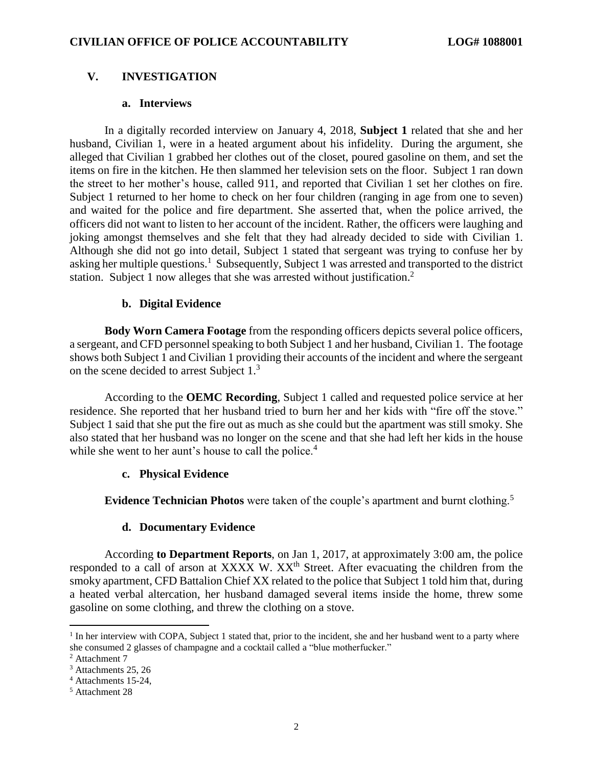## V. INVESTIGATION

### a. Interviews

In a digitally recorded interview on January 4, 2018, **Subject 1** related that she and her husband, Civilian 1, were in a heated argument about his infidelity. During the argument, she alleged that Civilian 1 grabbed her clothes out of the closet, poured gasoline on them, and set the items on fire in the kitchen. He then slammed her television sets on the floor. Subject 1 ran down the street to her mother's house, called 911, and reported that Civilian 1 set her clothes on fire. Subject 1 returned to her home to check on her four children (ranging in age from one to seven) and waited for the police and fire department. She asserted that, when the police arrived, the officers did not want to listen to her account of the incident. Rather, the officers were laughing and joking amongst themselves and she felt that they had already decided to side with Civilian 1. Although she did not go into detail, Subject 1 stated that sergeant was trying to confuse her by asking her multiple questions.[1] Subsequently, Subject 1 was arrested and transported to the district station. Subject 1 now alleges that she was arrested without justification.[2]

### b. Digital Evidence

**Body Worn Camera Footage** from the responding officers depicts several police officers, a sergeant, and CFD personnel speaking to both Subject 1 and her husband, Civilian 1. The footage shows both Subject 1 and Civilian 1 providing their accounts of the incident and where the sergeant on the scene decided to arrest Subject 1.[3]

According to the **OEMC Recording**, Subject 1 called and requested police service at her residence. She reported that her husband tried to burn her and her kids with "fire off the stove." Subject 1 said that she put the fire out as much as she could but the apartment was still smoky. She also stated that her husband was no longer on the scene and that she had left her kids in the house while she went to her aunt's house to call the police.[4]

### c. Physical Evidence

**Evidence Technician Photos** were taken of the couple's apartment and burnt clothing.[5]

### d. Documentary Evidence

According **to Department Reports**, on Jan 1, 2017, at approximately 3:00 am, the police responded to a call of arson at XXXX W. XX[th] Street. After evacuating the children from the smoky apartment, CFD Battalion Chief XX related to the police that Subject 1 told him that, during a heated verbal altercation, her husband damaged several items inside the home, threw some gasoline on some clothing, and threw the clothing on a stove.

---

[1] In her interview with COPA, Subject 1 stated that, prior to the incident, she and her husband went to a party where she consumed 2 glasses of champagne and a cocktail called a "blue motherfucker."

[2] Attachment 7

[3] Attachments 25, 26

[4] Attachments 15-24,

[5] Attachment 28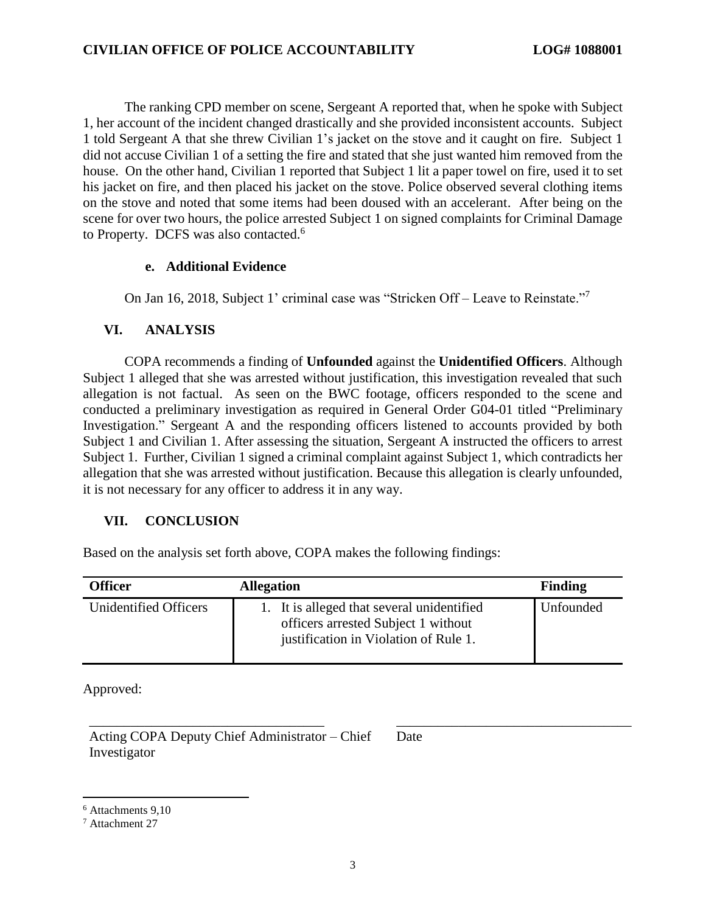The ranking CPD member on scene, Sergeant A reported that, when he spoke with Subject 1, her account of the incident changed drastically and she provided inconsistent accounts. Subject 1 told Sergeant A that she threw Civilian 1's jacket on the stove and it caught on fire. Subject 1 did not accuse Civilian 1 of a setting the fire and stated that she just wanted him removed from the house. On the other hand, Civilian 1 reported that Subject 1 lit a paper towel on fire, used it to set his jacket on fire, and then placed his jacket on the stove. Police observed several clothing items on the stove and noted that some items had been doused with an accelerant. After being on the scene for over two hours, the police arrested Subject 1 on signed complaints for Criminal Damage to Property. DCFS was also contacted.[6]

### e. Additional Evidence

On Jan 16, 2018, Subject 1' criminal case was "Stricken Off – Leave to Reinstate."[7]

## VI. ANALYSIS

COPA recommends a finding of **Unfounded** against the **Unidentified Officers**. Although Subject 1 alleged that she was arrested without justification, this investigation revealed that such allegation is not factual. As seen on the BWC footage, officers responded to the scene and conducted a preliminary investigation as required in General Order G04-01 titled "Preliminary Investigation." Sergeant A and the responding officers listened to accounts provided by both Subject 1 and Civilian 1. After assessing the situation, Sergeant A instructed the officers to arrest Subject 1. Further, Civilian 1 signed a criminal complaint against Subject 1, which contradicts her allegation that she was arrested without justification. Because this allegation is clearly unfounded, it is not necessary for any officer to address it in any way.

## VII. CONCLUSION

Based on the analysis set forth above, COPA makes the following findings:

| Officer | Allegation | Finding |
|---|---|---|
| Unidentified Officers | 1. It is alleged that several unidentified officers arrested Subject 1 without justification in Violation of Rule 1. | Unfounded |

Approved:

\_\_\_\_\_\_\_\_\_\_\_\_\_\_\_\_\_\_\_\_\_\_\_\_\_\_\_\_\_\_\_\_\_\_ \_\_\_\_\_\_\_\_\_\_\_\_\_\_\_\_\_\_\_\_\_\_\_\_\_\_\_\_\_\_\_\_\_\_

Acting COPA Deputy Chief Administrator – Chief Investigator | Date

---

[6] Attachments 9,10

[7] Attachment 27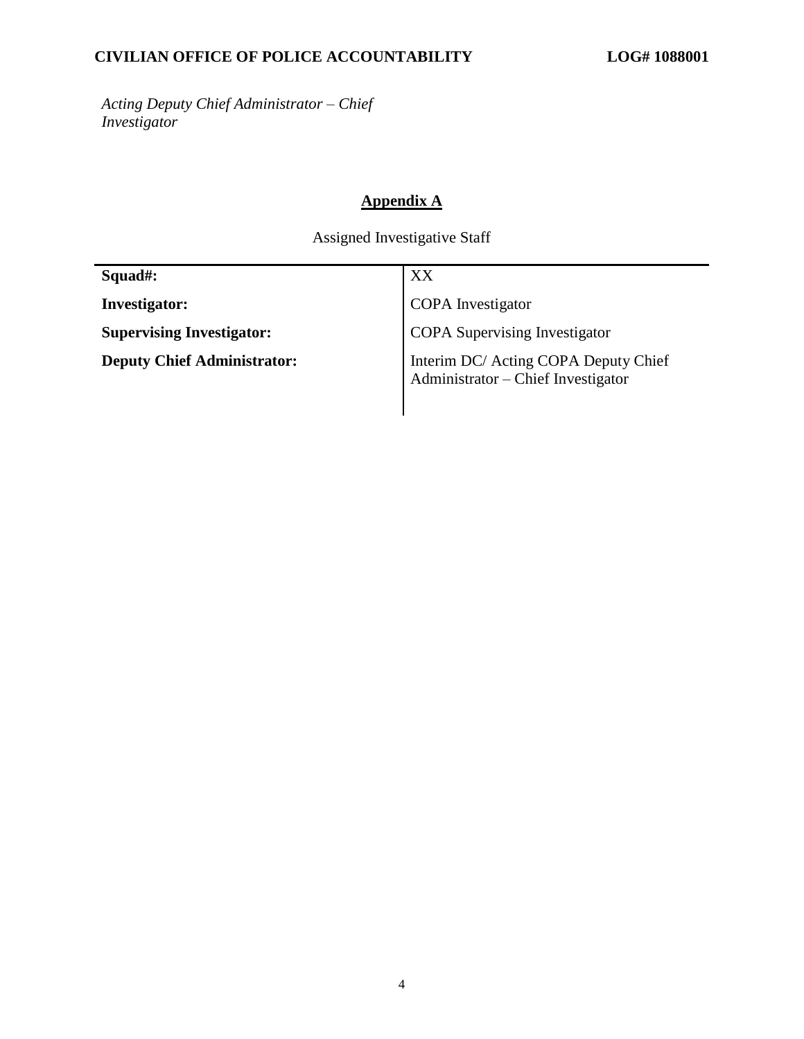*Acting Deputy Chief Administrator – Chief Investigator*

## Appendix A

Assigned Investigative Staff

| | |
|---|---|
| **Squad#:** | XX |
| **Investigator:** | COPA Investigator |
| **Supervising Investigator:** | COPA Supervising Investigator |
| **Deputy Chief Administrator:** | Interim DC/ Acting COPA Deputy Chief Administrator – Chief Investigator |